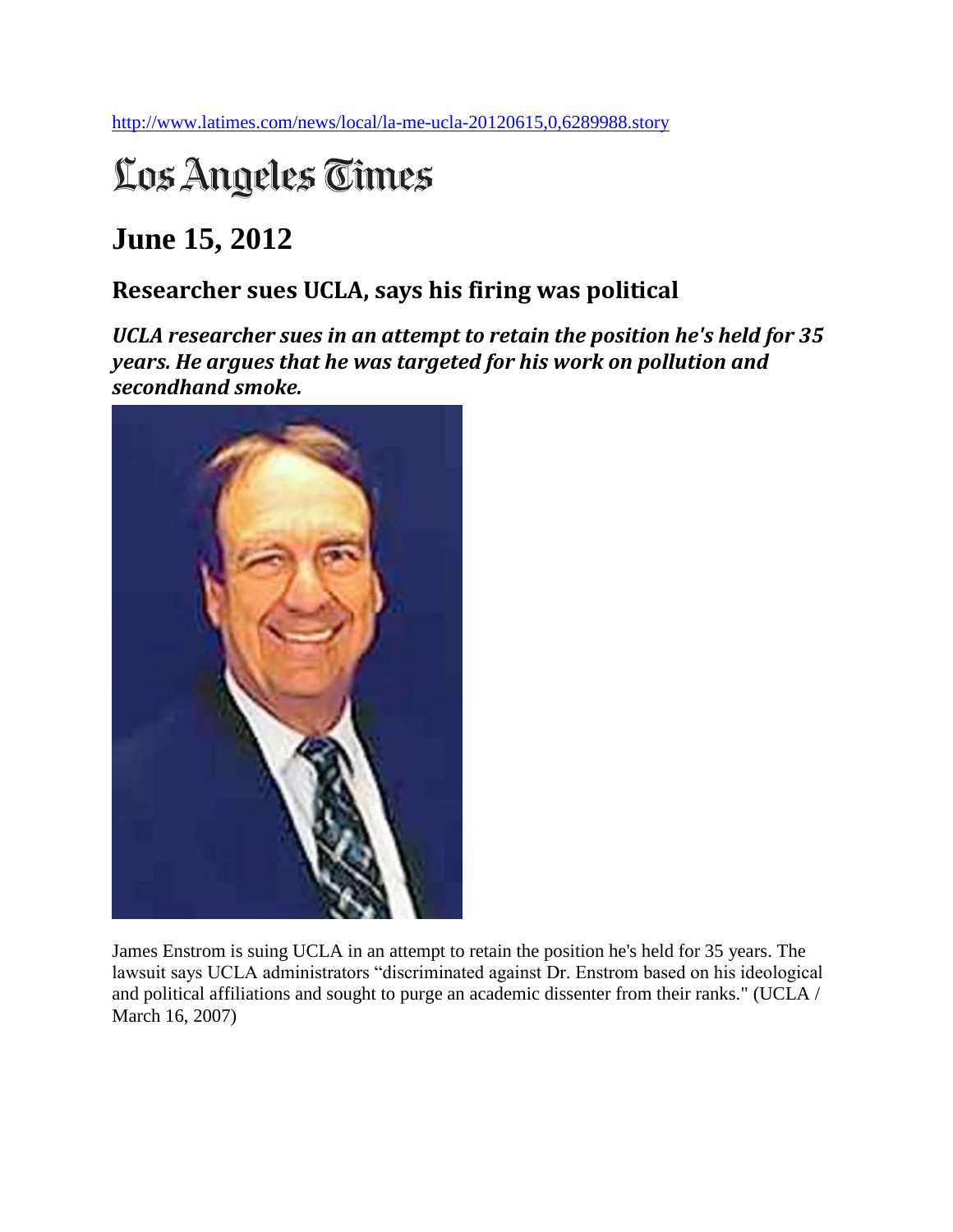http://www.latimes.com/news/local/la-me-ucla-20120615,0,6289988.story

# Los Angeles Times

## June 15, 2012

### Researcher sues UCLA, says his firing was political

***UCLA researcher sues in an attempt to retain the position he's held for 35 years. He argues that he was targeted for his work on pollution and secondhand smoke.***

James Enstrom is suing UCLA in an attempt to retain the position he's held for 35 years. The lawsuit says UCLA administrators "discriminated against Dr. Enstrom based on his ideological and political affiliations and sought to purge an academic dissenter from their ranks." (UCLA / March 16, 2007)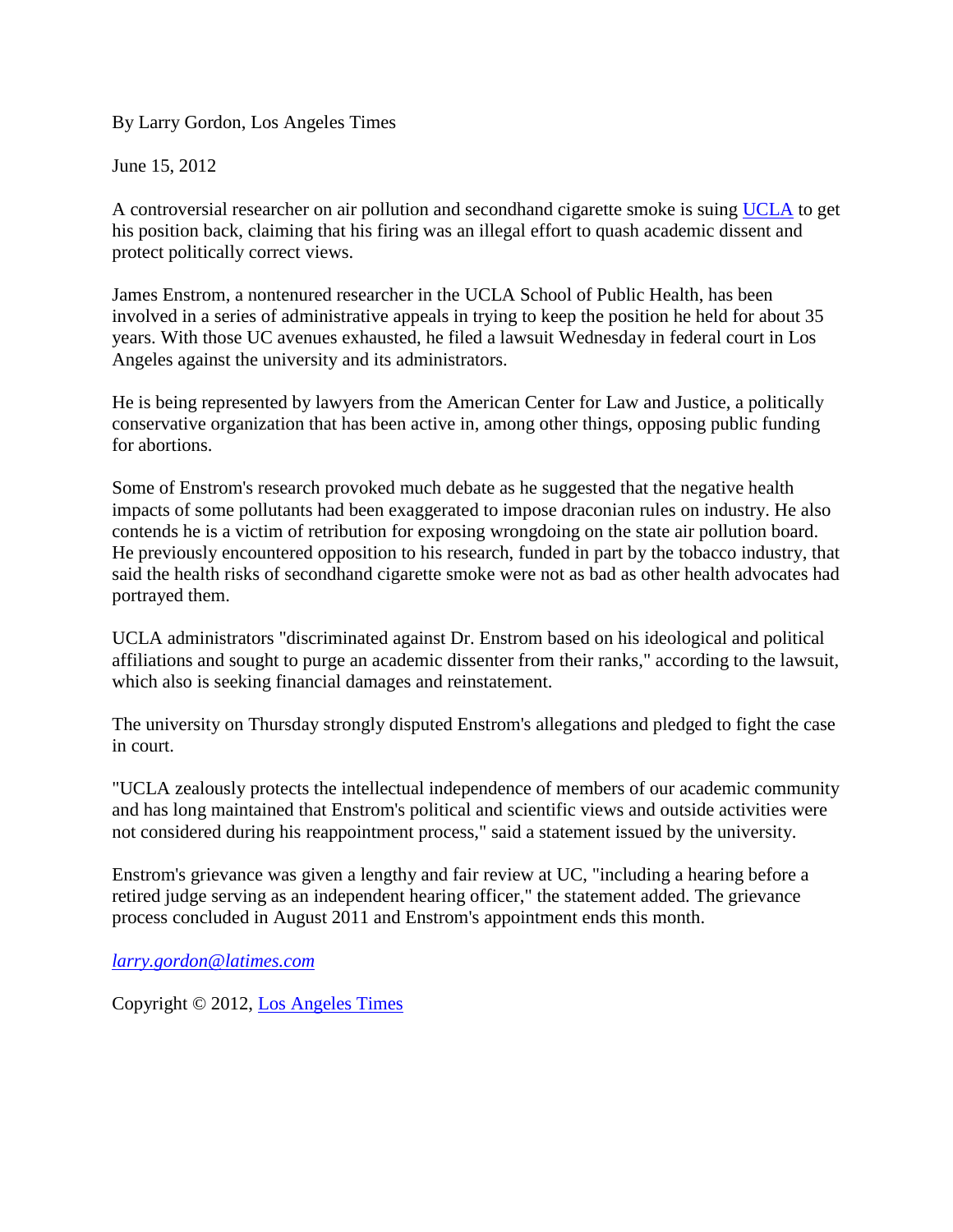By Larry Gordon, Los Angeles Times

June 15, 2012

A controversial researcher on air pollution and secondhand cigarette smoke is suing [UCLA](#) to get his position back, claiming that his firing was an illegal effort to quash academic dissent and protect politically correct views.

James Enstrom, a nontenured researcher in the UCLA School of Public Health, has been involved in a series of administrative appeals in trying to keep the position he held for about 35 years. With those UC avenues exhausted, he filed a lawsuit Wednesday in federal court in Los Angeles against the university and its administrators.

He is being represented by lawyers from the American Center for Law and Justice, a politically conservative organization that has been active in, among other things, opposing public funding for abortions.

Some of Enstrom's research provoked much debate as he suggested that the negative health impacts of some pollutants had been exaggerated to impose draconian rules on industry. He also contends he is a victim of retribution for exposing wrongdoing on the state air pollution board. He previously encountered opposition to his research, funded in part by the tobacco industry, that said the health risks of secondhand cigarette smoke were not as bad as other health advocates had portrayed them.

UCLA administrators "discriminated against Dr. Enstrom based on his ideological and political affiliations and sought to purge an academic dissenter from their ranks," according to the lawsuit, which also is seeking financial damages and reinstatement.

The university on Thursday strongly disputed Enstrom's allegations and pledged to fight the case in court.

"UCLA zealously protects the intellectual independence of members of our academic community and has long maintained that Enstrom's political and scientific views and outside activities were not considered during his reappointment process," said a statement issued by the university.

Enstrom's grievance was given a lengthy and fair review at UC, "including a hearing before a retired judge serving as an independent hearing officer," the statement added. The grievance process concluded in August 2011 and Enstrom's appointment ends this month.

*larry.gordon@latimes.com*

Copyright © 2012, [Los Angeles Times](#)